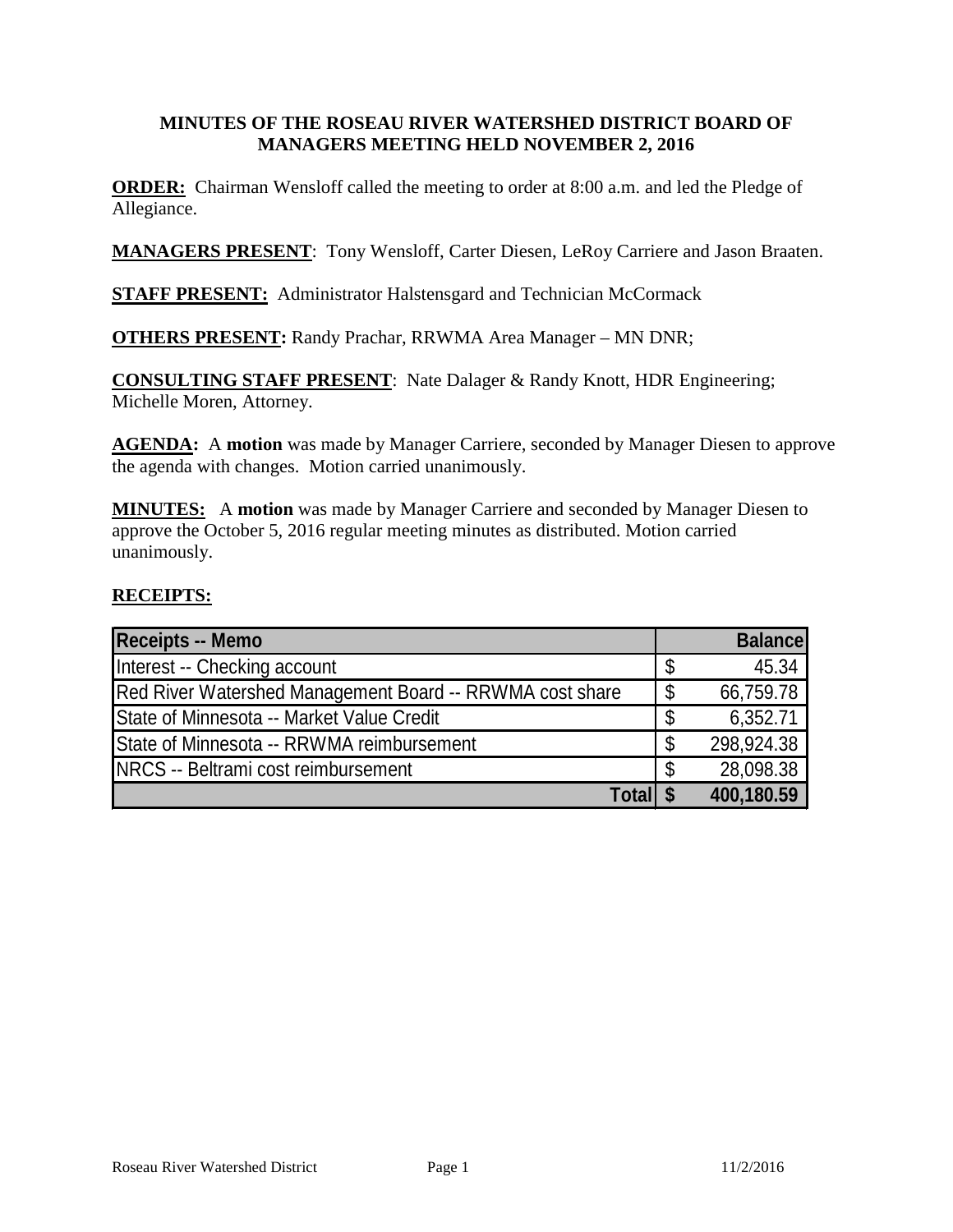# MINUTES OF THE ROSEAU RIVER WATERSHED DISTRICT BOARD OF MANAGERS MEETING HELD NOVEMBER 2, 2016

**ORDER:** Chairman Wensloff called the meeting to order at 8:00 a.m. and led the Pledge of Allegiance.

**MANAGERS PRESENT**: Tony Wensloff, Carter Diesen, LeRoy Carriere and Jason Braaten.

**STAFF PRESENT:** Administrator Halstensgard and Technician McCormack

**OTHERS PRESENT:** Randy Prachar, RRWMA Area Manager – MN DNR;

**CONSULTING STAFF PRESENT**: Nate Dalager & Randy Knott, HDR Engineering; Michelle Moren, Attorney.

**AGENDA:** A **motion** was made by Manager Carriere, seconded by Manager Diesen to approve the agenda with changes. Motion carried unanimously.

**MINUTES:** A **motion** was made by Manager Carriere and seconded by Manager Diesen to approve the October 5, 2016 regular meeting minutes as distributed. Motion carried unanimously.

**RECEIPTS:**

| Receipts -- Memo | Balance |
|---|---|
| Interest -- Checking account | $ 45.34 |
| Red River Watershed Management Board -- RRWMA cost share | $ 66,759.78 |
| State of Minnesota -- Market Value Credit | $ 6,352.71 |
| State of Minnesota -- RRWMA reimbursement | $ 298,924.38 |
| NRCS -- Beltrami cost reimbursement | $ 28,098.38 |
| **Total** | **$ 400,180.59** |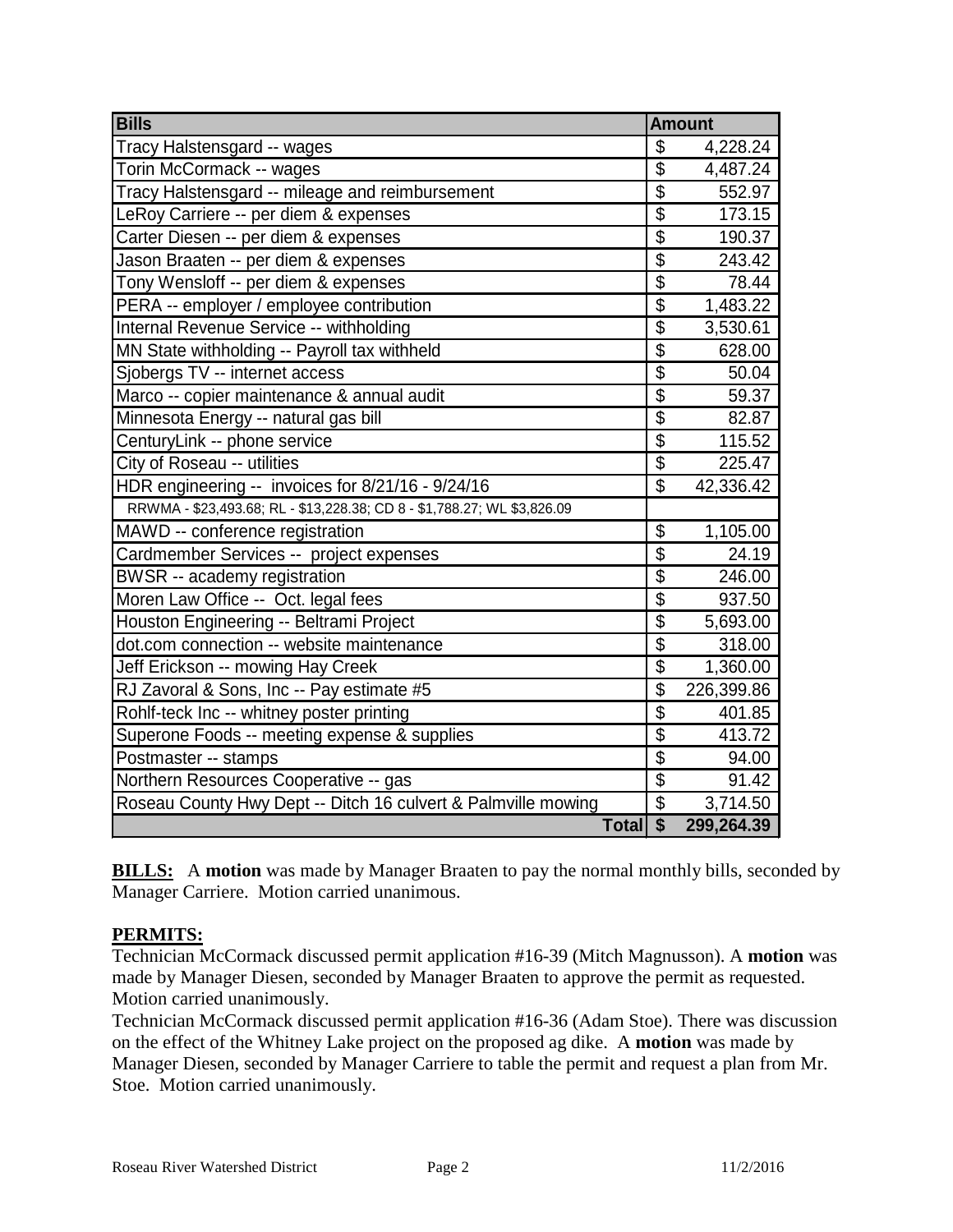| Bills | Amount |
| --- | --- |
| Tracy Halstensgard -- wages | $ 4,228.24 |
| Torin McCormack -- wages | $ 4,487.24 |
| Tracy Halstensgard -- mileage and reimbursement | $ 552.97 |
| LeRoy Carriere -- per diem & expenses | $ 173.15 |
| Carter Diesen -- per diem & expenses | $ 190.37 |
| Jason Braaten -- per diem & expenses | $ 243.42 |
| Tony Wensloff -- per diem & expenses | $ 78.44 |
| PERA -- employer / employee contribution | $ 1,483.22 |
| Internal Revenue Service -- withholding | $ 3,530.61 |
| MN State withholding -- Payroll tax withheld | $ 628.00 |
| Sjobergs TV -- internet access | $ 50.04 |
| Marco -- copier maintenance & annual audit | $ 59.37 |
| Minnesota Energy -- natural gas bill | $ 82.87 |
| CenturyLink -- phone service | $ 115.52 |
| City of Roseau -- utilities | $ 225.47 |
| HDR engineering -- invoices for 8/21/16 - 9/24/16 | $ 42,336.42 |
| RRWMA - $23,493.68; RL - $13,228.38; CD 8 - $1,788.27; WL $3,826.09 | |
| MAWD -- conference registration | $ 1,105.00 |
| Cardmember Services -- project expenses | $ 24.19 |
| BWSR -- academy registration | $ 246.00 |
| Moren Law Office -- Oct. legal fees | $ 937.50 |
| Houston Engineering -- Beltrami Project | $ 5,693.00 |
| dot.com connection -- website maintenance | $ 318.00 |
| Jeff Erickson -- mowing Hay Creek | $ 1,360.00 |
| RJ Zavoral & Sons, Inc -- Pay estimate #5 | $ 226,399.86 |
| Rohlf-teck Inc -- whitney poster printing | $ 401.85 |
| Superone Foods -- meeting expense & supplies | $ 413.72 |
| Postmaster -- stamps | $ 94.00 |
| Northern Resources Cooperative -- gas | $ 91.42 |
| Roseau County Hwy Dept -- Ditch 16 culvert & Palmville mowing | $ 3,714.50 |
| **Total** | **$ 299,264.39** |

**BILLS:** A **motion** was made by Manager Braaten to pay the normal monthly bills, seconded by Manager Carriere. Motion carried unanimous.

**PERMITS:**

Technician McCormack discussed permit application #16-39 (Mitch Magnusson). A **motion** was made by Manager Diesen, seconded by Manager Braaten to approve the permit as requested. Motion carried unanimously.

Technician McCormack discussed permit application #16-36 (Adam Stoe). There was discussion on the effect of the Whitney Lake project on the proposed ag dike. A **motion** was made by Manager Diesen, seconded by Manager Carriere to table the permit and request a plan from Mr. Stoe. Motion carried unanimously.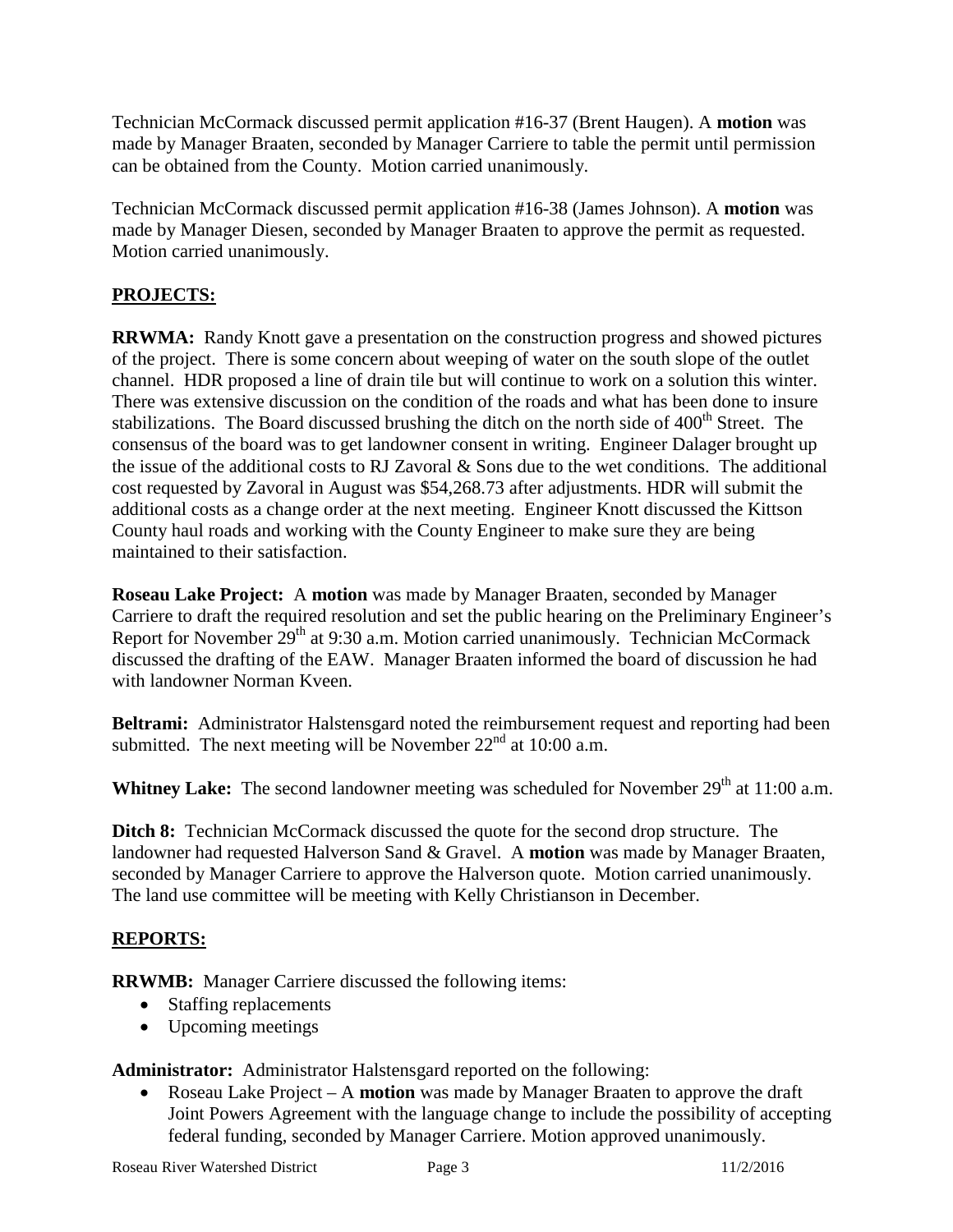Technician McCormack discussed permit application #16-37 (Brent Haugen). A **motion** was made by Manager Braaten, seconded by Manager Carriere to table the permit until permission can be obtained from the County. Motion carried unanimously.

Technician McCormack discussed permit application #16-38 (James Johnson). A **motion** was made by Manager Diesen, seconded by Manager Braaten to approve the permit as requested. Motion carried unanimously.

## PROJECTS:

**RRWMA:** Randy Knott gave a presentation on the construction progress and showed pictures of the project. There is some concern about weeping of water on the south slope of the outlet channel. HDR proposed a line of drain tile but will continue to work on a solution this winter. There was extensive discussion on the condition of the roads and what has been done to insure stabilizations. The Board discussed brushing the ditch on the north side of 400th Street. The consensus of the board was to get landowner consent in writing. Engineer Dalager brought up the issue of the additional costs to RJ Zavoral & Sons due to the wet conditions. The additional cost requested by Zavoral in August was $54,268.73 after adjustments. HDR will submit the additional costs as a change order at the next meeting. Engineer Knott discussed the Kittson County haul roads and working with the County Engineer to make sure they are being maintained to their satisfaction.

**Roseau Lake Project:** A **motion** was made by Manager Braaten, seconded by Manager Carriere to draft the required resolution and set the public hearing on the Preliminary Engineer's Report for November 29th at 9:30 a.m. Motion carried unanimously. Technician McCormack discussed the drafting of the EAW. Manager Braaten informed the board of discussion he had with landowner Norman Kveen.

**Beltrami:** Administrator Halstensgard noted the reimbursement request and reporting had been submitted. The next meeting will be November 22nd at 10:00 a.m.

**Whitney Lake:** The second landowner meeting was scheduled for November 29th at 11:00 a.m.

**Ditch 8:** Technician McCormack discussed the quote for the second drop structure. The landowner had requested Halverson Sand & Gravel. A **motion** was made by Manager Braaten, seconded by Manager Carriere to approve the Halverson quote. Motion carried unanimously. The land use committee will be meeting with Kelly Christianson in December.

## REPORTS:

**RRWMB:** Manager Carriere discussed the following items:

- Staffing replacements
- Upcoming meetings

**Administrator:** Administrator Halstensgard reported on the following:

- Roseau Lake Project – A **motion** was made by Manager Braaten to approve the draft Joint Powers Agreement with the language change to include the possibility of accepting federal funding, seconded by Manager Carriere. Motion approved unanimously.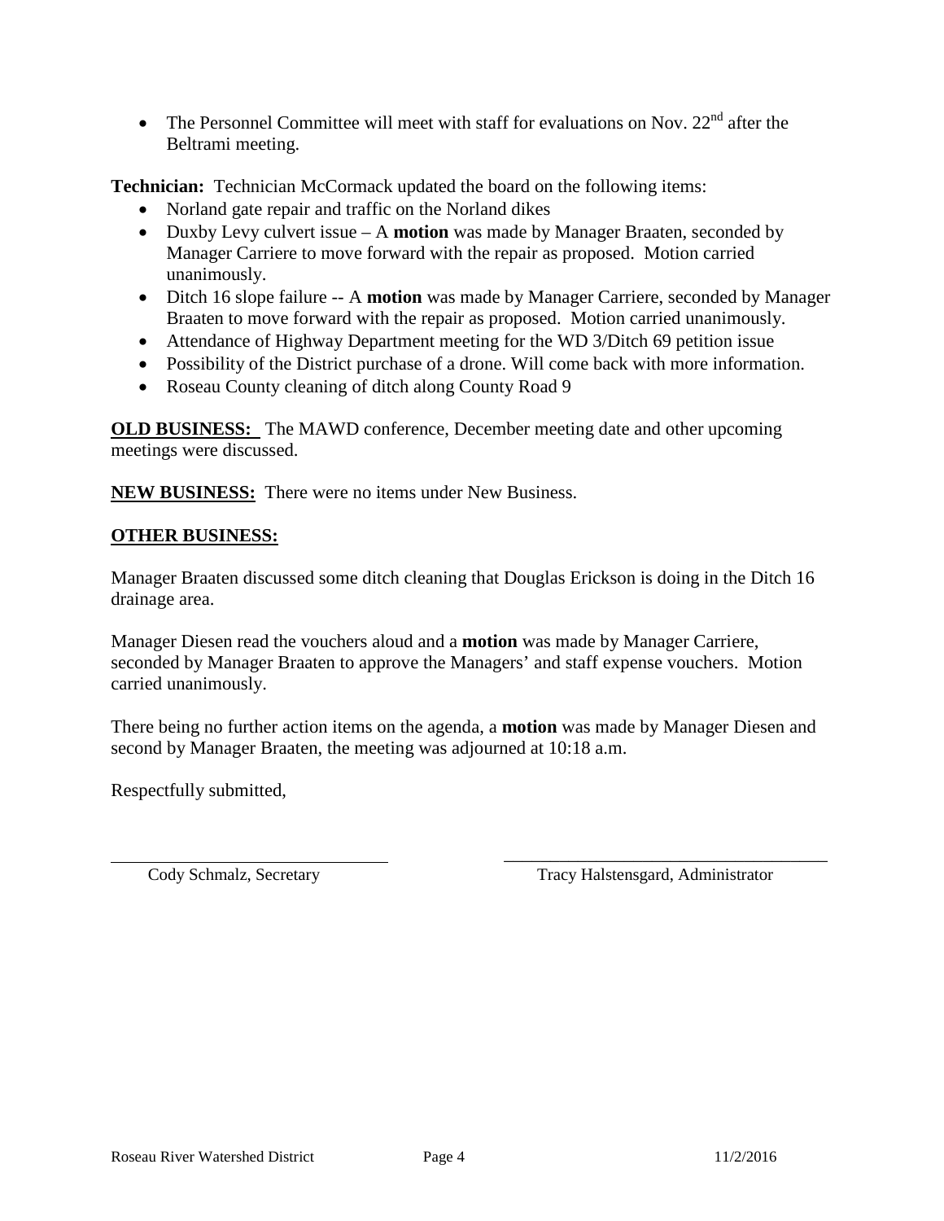- The Personnel Committee will meet with staff for evaluations on Nov. 22nd after the Beltrami meeting.

**Technician:** Technician McCormack updated the board on the following items:

- Norland gate repair and traffic on the Norland dikes
- Duxby Levy culvert issue – A **motion** was made by Manager Braaten, seconded by Manager Carriere to move forward with the repair as proposed. Motion carried unanimously.
- Ditch 16 slope failure -- A **motion** was made by Manager Carriere, seconded by Manager Braaten to move forward with the repair as proposed. Motion carried unanimously.
- Attendance of Highway Department meeting for the WD 3/Ditch 69 petition issue
- Possibility of the District purchase of a drone. Will come back with more information.
- Roseau County cleaning of ditch along County Road 9

**OLD BUSINESS:** The MAWD conference, December meeting date and other upcoming meetings were discussed.

**NEW BUSINESS:** There were no items under New Business.

**OTHER BUSINESS:**

Manager Braaten discussed some ditch cleaning that Douglas Erickson is doing in the Ditch 16 drainage area.

Manager Diesen read the vouchers aloud and a **motion** was made by Manager Carriere, seconded by Manager Braaten to approve the Managers' and staff expense vouchers. Motion carried unanimously.

There being no further action items on the agenda, a **motion** was made by Manager Diesen and second by Manager Braaten, the meeting was adjourned at 10:18 a.m.

Respectfully submitted,

\_\_\_\_\_\_\_\_\_\_\_\_\_\_\_\_\_\_\_\_\_\_\_\_\_\_\_\_
Cody Schmalz, Secretary

\_\_\_\_\_\_\_\_\_\_\_\_\_\_\_\_\_\_\_\_\_\_\_\_\_\_\_\_
Tracy Halstensgard, Administrator